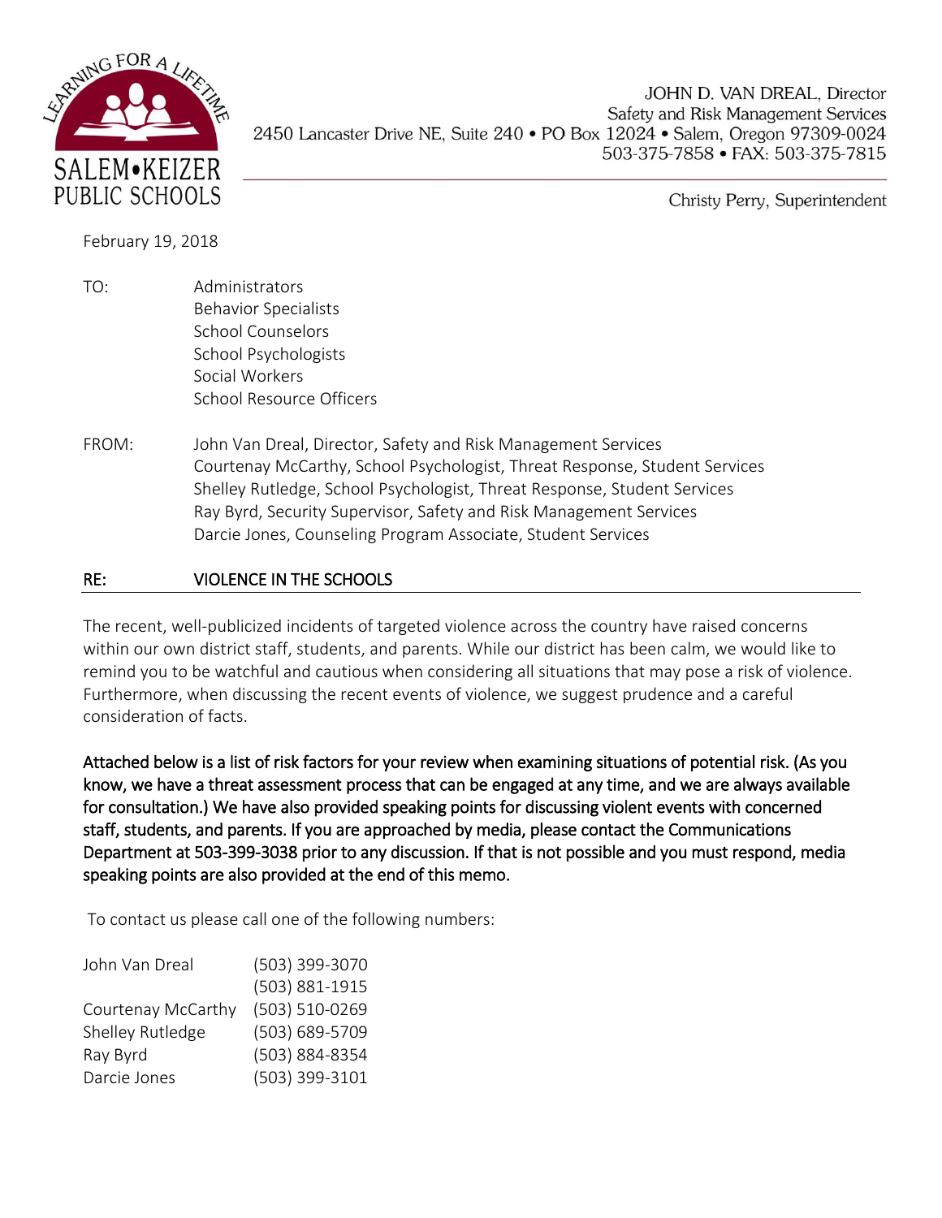SALEM•KEIZER PUBLIC SCHOOLS

LEARNING FOR A LIFETIME

JOHN D. VAN DREAL, Director
Safety and Risk Management Services
2450 Lancaster Drive NE, Suite 240 • PO Box 12024 • Salem, Oregon 97309-0024
503-375-7858 • FAX: 503-375-7815

Christy Perry, Superintendent

February 19, 2018

TO: Administrators
Behavior Specialists
School Counselors
School Psychologists
Social Workers
School Resource Officers

FROM: John Van Dreal, Director, Safety and Risk Management Services
Courtenay McCarthy, School Psychologist, Threat Response, Student Services
Shelley Rutledge, School Psychologist, Threat Response, Student Services
Ray Byrd, Security Supervisor, Safety and Risk Management Services
Darcie Jones, Counseling Program Associate, Student Services

**RE: VIOLENCE IN THE SCHOOLS**

The recent, well-publicized incidents of targeted violence across the country have raised concerns within our own district staff, students, and parents. While our district has been calm, we would like to remind you to be watchful and cautious when considering all situations that may pose a risk of violence. Furthermore, when discussing the recent events of violence, we suggest prudence and a careful consideration of facts.

**Attached below is a list of risk factors for your review when examining situations of potential risk. (As you know, we have a threat assessment process that can be engaged at any time, and we are always available for consultation.) We have also provided speaking points for discussing violent events with concerned staff, students, and parents. If you are approached by media, please contact the Communications Department at 503-399-3038 prior to any discussion. If that is not possible and you must respond, media speaking points are also provided at the end of this memo.**

To contact us please call one of the following numbers:

| | |
|---|---|
| John Van Dreal | (503) 399-3070 |
| | (503) 881-1915 |
| Courtenay McCarthy | (503) 510-0269 |
| Shelley Rutledge | (503) 689-5709 |
| Ray Byrd | (503) 884-8354 |
| Darcie Jones | (503) 399-3101 |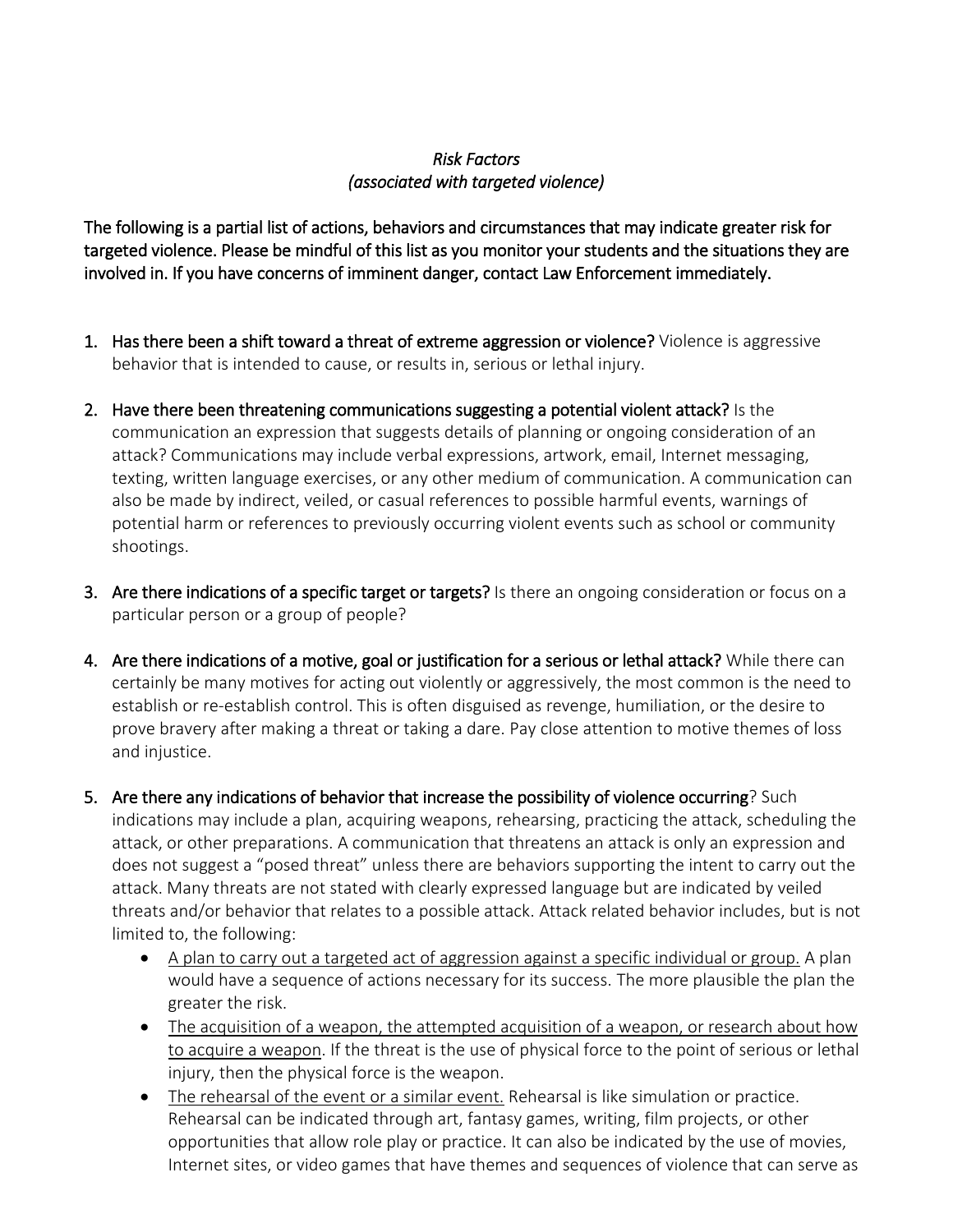*Risk Factors*
*(associated with targeted violence)*

**The following is a partial list of actions, behaviors and circumstances that may indicate greater risk for targeted violence. Please be mindful of this list as you monitor your students and the situations they are involved in. If you have concerns of imminent danger, contact Law Enforcement immediately.**

1. **Has there been a shift toward a threat of extreme aggression or violence?** Violence is aggressive behavior that is intended to cause, or results in, serious or lethal injury.

2. **Have there been threatening communications suggesting a potential violent attack?** Is the communication an expression that suggests details of planning or ongoing consideration of an attack? Communications may include verbal expressions, artwork, email, Internet messaging, texting, written language exercises, or any other medium of communication. A communication can also be made by indirect, veiled, or casual references to possible harmful events, warnings of potential harm or references to previously occurring violent events such as school or community shootings.

3. **Are there indications of a specific target or targets?** Is there an ongoing consideration or focus on a particular person or a group of people?

4. **Are there indications of a motive, goal or justification for a serious or lethal attack?** While there can certainly be many motives for acting out violently or aggressively, the most common is the need to establish or re-establish control. This is often disguised as revenge, humiliation, or the desire to prove bravery after making a threat or taking a dare. Pay close attention to motive themes of loss and injustice.

5. **Are there any indications of behavior that increase the possibility of violence occurring**? Such indications may include a plan, acquiring weapons, rehearsing, practicing the attack, scheduling the attack, or other preparations. A communication that threatens an attack is only an expression and does not suggest a "posed threat" unless there are behaviors supporting the intent to carry out the attack. Many threats are not stated with clearly expressed language but are indicated by veiled threats and/or behavior that relates to a possible attack. Attack related behavior includes, but is not limited to, the following:
   - <u>A plan to carry out a targeted act of aggression against a specific individual or group.</u> A plan would have a sequence of actions necessary for its success. The more plausible the plan the greater the risk.
   - <u>The acquisition of a weapon, the attempted acquisition of a weapon, or research about how to acquire a weapon</u>. If the threat is the use of physical force to the point of serious or lethal injury, then the physical force is the weapon.
   - <u>The rehearsal of the event or a similar event.</u> Rehearsal is like simulation or practice. Rehearsal can be indicated through art, fantasy games, writing, film projects, or other opportunities that allow role play or practice. It can also be indicated by the use of movies, Internet sites, or video games that have themes and sequences of violence that can serve as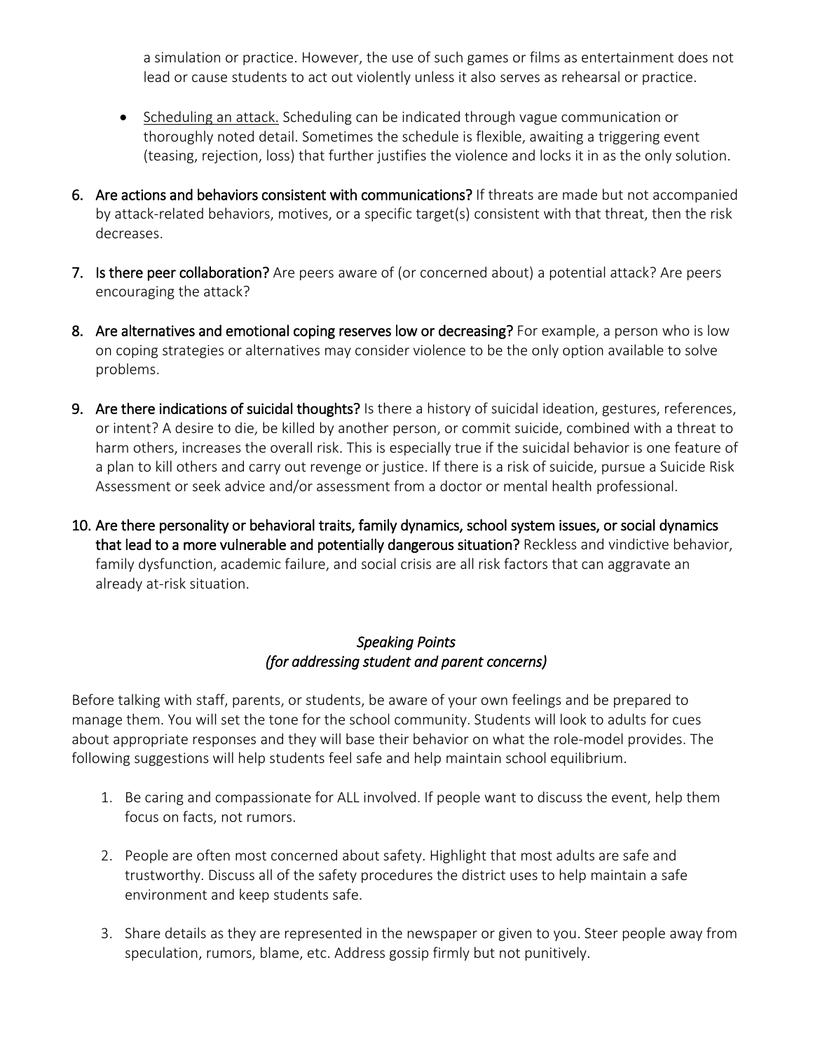a simulation or practice. However, the use of such games or films as entertainment does not lead or cause students to act out violently unless it also serves as rehearsal or practice.

- Scheduling an attack. Scheduling can be indicated through vague communication or thoroughly noted detail. Sometimes the schedule is flexible, awaiting a triggering event (teasing, rejection, loss) that further justifies the violence and locks it in as the only solution.

6. **Are actions and behaviors consistent with communications?** If threats are made but not accompanied by attack-related behaviors, motives, or a specific target(s) consistent with that threat, then the risk decreases.

7. **Is there peer collaboration?** Are peers aware of (or concerned about) a potential attack? Are peers encouraging the attack?

8. **Are alternatives and emotional coping reserves low or decreasing?** For example, a person who is low on coping strategies or alternatives may consider violence to be the only option available to solve problems.

9. **Are there indications of suicidal thoughts?** Is there a history of suicidal ideation, gestures, references, or intent? A desire to die, be killed by another person, or commit suicide, combined with a threat to harm others, increases the overall risk. This is especially true if the suicidal behavior is one feature of a plan to kill others and carry out revenge or justice. If there is a risk of suicide, pursue a Suicide Risk Assessment or seek advice and/or assessment from a doctor or mental health professional.

10. **Are there personality or behavioral traits, family dynamics, school system issues, or social dynamics that lead to a more vulnerable and potentially dangerous situation?** Reckless and vindictive behavior, family dysfunction, academic failure, and social crisis are all risk factors that can aggravate an already at-risk situation.

*Speaking Points*
*(for addressing student and parent concerns)*

Before talking with staff, parents, or students, be aware of your own feelings and be prepared to manage them. You will set the tone for the school community. Students will look to adults for cues about appropriate responses and they will base their behavior on what the role-model provides. The following suggestions will help students feel safe and help maintain school equilibrium.

1. Be caring and compassionate for ALL involved. If people want to discuss the event, help them focus on facts, not rumors.

2. People are often most concerned about safety. Highlight that most adults are safe and trustworthy. Discuss all of the safety procedures the district uses to help maintain a safe environment and keep students safe.

3. Share details as they are represented in the newspaper or given to you. Steer people away from speculation, rumors, blame, etc. Address gossip firmly but not punitively.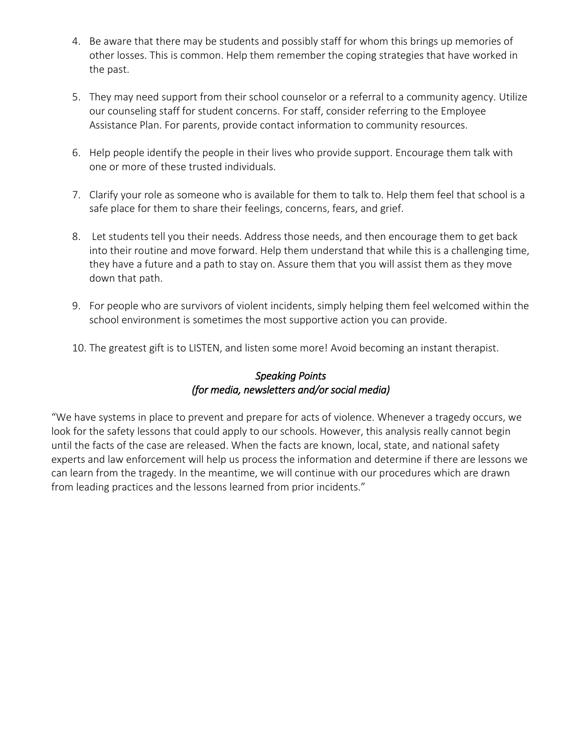4. Be aware that there may be students and possibly staff for whom this brings up memories of other losses. This is common. Help them remember the coping strategies that have worked in the past.

5. They may need support from their school counselor or a referral to a community agency. Utilize our counseling staff for student concerns. For staff, consider referring to the Employee Assistance Plan. For parents, provide contact information to community resources.

6. Help people identify the people in their lives who provide support. Encourage them talk with one or more of these trusted individuals.

7. Clarify your role as someone who is available for them to talk to. Help them feel that school is a safe place for them to share their feelings, concerns, fears, and grief.

8. Let students tell you their needs. Address those needs, and then encourage them to get back into their routine and move forward. Help them understand that while this is a challenging time, they have a future and a path to stay on. Assure them that you will assist them as they move down that path.

9. For people who are survivors of violent incidents, simply helping them feel welcomed within the school environment is sometimes the most supportive action you can provide.

10. The greatest gift is to LISTEN, and listen some more! Avoid becoming an instant therapist.

*Speaking Points*
*(for media, newsletters and/or social media)*

"We have systems in place to prevent and prepare for acts of violence. Whenever a tragedy occurs, we look for the safety lessons that could apply to our schools. However, this analysis really cannot begin until the facts of the case are released. When the facts are known, local, state, and national safety experts and law enforcement will help us process the information and determine if there are lessons we can learn from the tragedy. In the meantime, we will continue with our procedures which are drawn from leading practices and the lessons learned from prior incidents."